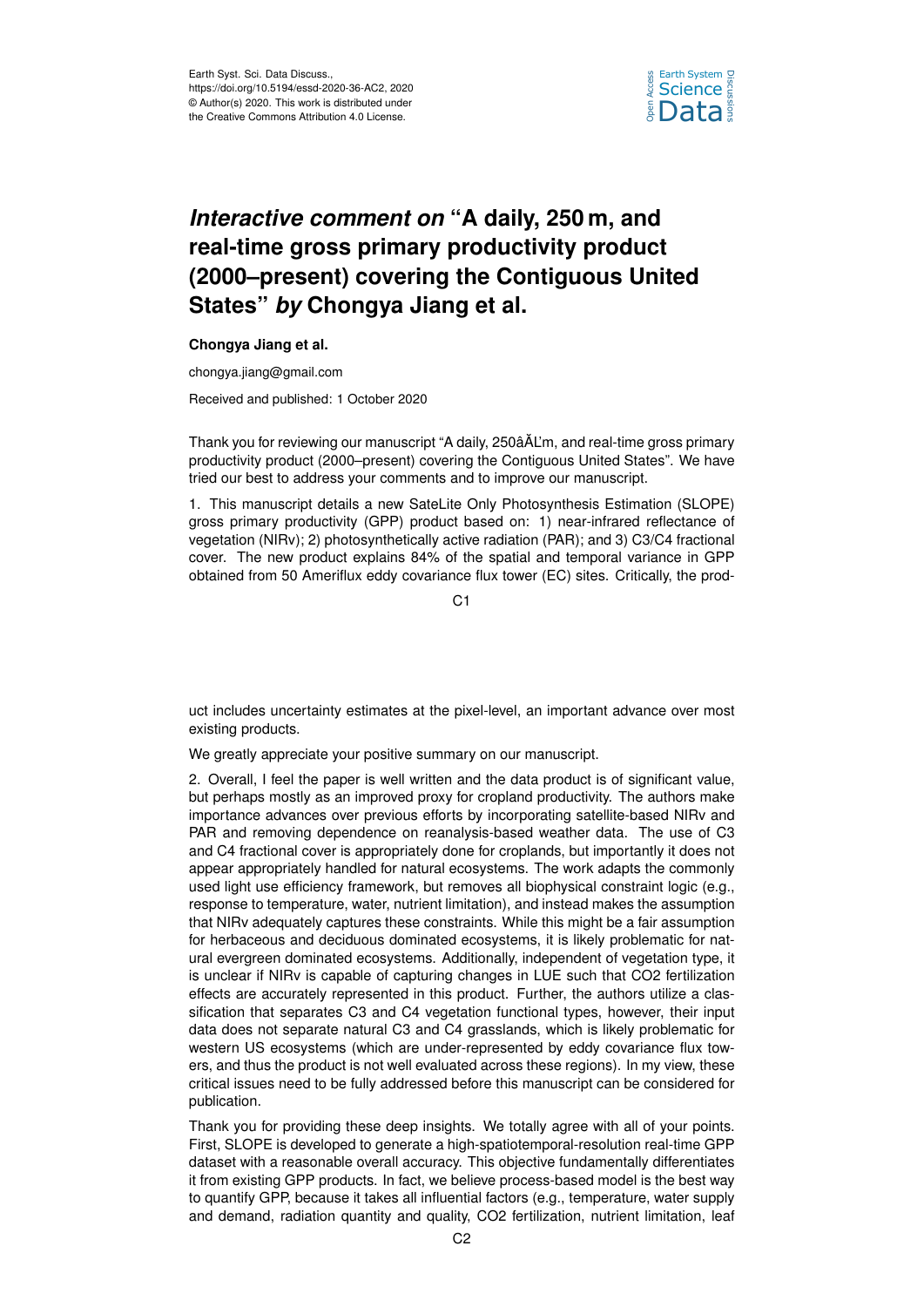# *Interactive comment on* "A daily, 250 m, and real-time gross primary productivity product (2000–present) covering the Contiguous United States" *by* Chongya Jiang et al.

**Chongya Jiang et al.**

chongya.jiang@gmail.com

Received and published: 1 October 2020

Thank you for reviewing our manuscript "A daily, 250âĂĽm, and real-time gross primary productivity product (2000–present) covering the Contiguous United States". We have tried our best to address your comments and to improve our manuscript.

1. This manuscript details a new SateLite Only Photosynthesis Estimation (SLOPE) gross primary productivity (GPP) product based on: 1) near-infrared reflectance of vegetation (NIRv); 2) photosynthetically active radiation (PAR); and 3) C3/C4 fractional cover. The new product explains 84% of the spatial and temporal variance in GPP obtained from 50 Ameriflux eddy covariance flux tower (EC) sites. Critically, the product includes uncertainty estimates at the pixel-level, an important advance over most existing products.

We greatly appreciate your positive summary on our manuscript.

2. Overall, I feel the paper is well written and the data product is of significant value, but perhaps mostly as an improved proxy for cropland productivity. The authors make importance advances over previous efforts by incorporating satellite-based NIRv and PAR and removing dependence on reanalysis-based weather data. The use of C3 and C4 fractional cover is appropriately done for croplands, but importantly it does not appear appropriately handled for natural ecosystems. The work adapts the commonly used light use efficiency framework, but removes all biophysical constraint logic (e.g., response to temperature, water, nutrient limitation), and instead makes the assumption that NIRv adequately captures these constraints. While this might be a fair assumption for herbaceous and deciduous dominated ecosystems, it is likely problematic for natural evergreen dominated ecosystems. Additionally, independent of vegetation type, it is unclear if NIRv is capable of capturing changes in LUE such that $CO_2$ fertilization effects are accurately represented in this product. Further, the authors utilize a classification that separates C3 and C4 vegetation functional types, however, their input data does not separate natural C3 and C4 grasslands, which is likely problematic for western US ecosystems (which are under-represented by eddy covariance flux towers, and thus the product is not well evaluated across these regions). In my view, these critical issues need to be fully addressed before this manuscript can be considered for publication.

Thank you for providing these deep insights. We totally agree with all of your points. First, SLOPE is developed to generate a high-spatiotemporal-resolution real-time GPP dataset with a reasonable overall accuracy. This objective fundamentally differentiates it from existing GPP products. In fact, we believe process-based model is the best way to quantify GPP, because it takes all influential factors (e.g., temperature, water supply and demand, radiation quantity and quality, $CO_2$ fertilization, nutrient limitation, leaf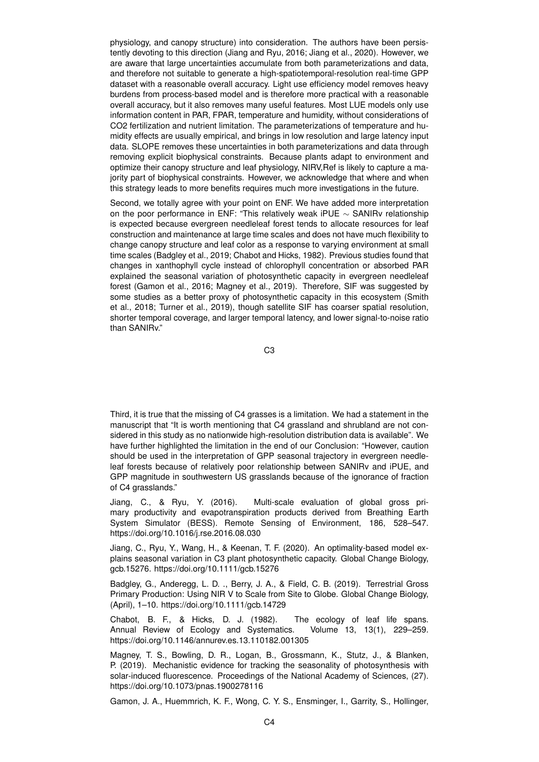physiology, and canopy structure) into consideration. The authors have been persistently devoting to this direction (Jiang and Ryu, 2016; Jiang et al., 2020). However, we are aware that large uncertainties accumulate from both parameterizations and data, and therefore not suitable to generate a high-spatiotemporal-resolution real-time GPP dataset with a reasonable overall accuracy. Light use efficiency model removes heavy burdens from process-based model and is therefore more practical with a reasonable overall accuracy, but it also removes many useful features. Most LUE models only use information content in PAR, FPAR, temperature and humidity, without considerations of $CO_2$ fertilization and nutrient limitation. The parameterizations of temperature and humidity effects are usually empirical, and brings in low resolution and large latency input data. SLOPE removes these uncertainties in both parameterizations and data through removing explicit biophysical constraints. Because plants adapt to environment and optimize their canopy structure and leaf physiology, $NIR_{V,Ref}$ is likely to capture a majority part of biophysical constraints. However, we acknowledge that where and when this strategy leads to more benefits requires much more investigations in the future.

Second, we totally agree with your point on ENF. We have added more interpretation on the poor performance in ENF: "This relatively weak iPUE $\sim$ SANIRv relationship is expected because evergreen needleleaf forest tends to allocate resources for leaf construction and maintenance at large time scales and does not have much flexibility to change canopy structure and leaf color as a response to varying environment at small time scales (Badgley et al., 2019; Chabot and Hicks, 1982). Previous studies found that changes in xanthophyll cycle instead of chlorophyll concentration or absorbed PAR explained the seasonal variation of photosynthetic capacity in evergreen needleleaf forest (Gamon et al., 2016; Magney et al., 2019). Therefore, SIF was suggested by some studies as a better proxy of photosynthetic capacity in this ecosystem (Smith et al., 2018; Turner et al., 2019), though satellite SIF has coarser spatial resolution, shorter temporal coverage, and larger temporal latency, and lower signal-to-noise ratio than SANIRv."

Third, it is true that the missing of C4 grasses is a limitation. We had a statement in the manuscript that "It is worth mentioning that C4 grassland and shrubland are not considered in this study as no nationwide high-resolution distribution data is available". We have further highlighted the limitation in the end of our Conclusion: "However, caution should be used in the interpretation of GPP seasonal trajectory in evergreen needleleaf forests because of relatively poor relationship between SANIRv and iPUE, and GPP magnitude in southwestern US grasslands because of the ignorance of fraction of C4 grasslands."

Jiang, C., & Ryu, Y. (2016). Multi-scale evaluation of global gross primary productivity and evapotranspiration products derived from Breathing Earth System Simulator (BESS). Remote Sensing of Environment, 186, 528–547. https://doi.org/10.1016/j.rse.2016.08.030

Jiang, C., Ryu, Y., Wang, H., & Keenan, T. F. (2020). An optimality-based model explains seasonal variation in C3 plant photosynthetic capacity. Global Change Biology, gcb.15276. https://doi.org/10.1111/gcb.15276

Badgley, G., Anderegg, L. D. ., Berry, J. A., & Field, C. B. (2019). Terrestrial Gross Primary Production: Using NIR V to Scale from Site to Globe. Global Change Biology, (April), 1–10. https://doi.org/10.1111/gcb.14729

Chabot, B. F., & Hicks, D. J. (1982). The ecology of leaf life spans. Annual Review of Ecology and Systematics. Volume 13, 13(1), 229–259. https://doi.org/10.1146/annurev.es.13.110182.001305

Magney, T. S., Bowling, D. R., Logan, B., Grossmann, K., Stutz, J., & Blanken, P. (2019). Mechanistic evidence for tracking the seasonality of photosynthesis with solar-induced fluorescence. Proceedings of the National Academy of Sciences, (27). https://doi.org/10.1073/pnas.1900278116

Gamon, J. A., Huemmrich, K. F., Wong, C. Y. S., Ensminger, I., Garrity, S., Hollinger,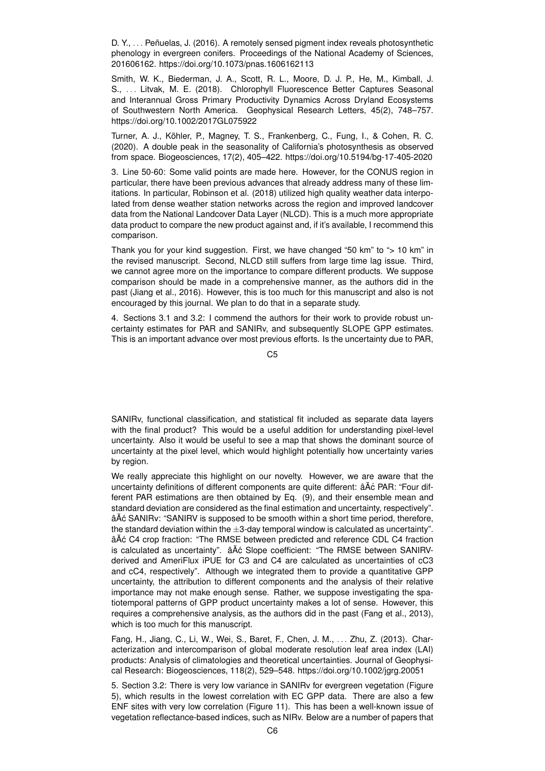D. Y., . . . Peñuelas, J. (2016). A remotely sensed pigment index reveals photosynthetic phenology in evergreen conifers. Proceedings of the National Academy of Sciences, 201606162. https://doi.org/10.1073/pnas.1606162113

Smith, W. K., Biederman, J. A., Scott, R. L., Moore, D. J. P., He, M., Kimball, J. S., . . . Litvak, M. E. (2018). Chlorophyll Fluorescence Better Captures Seasonal and Interannual Gross Primary Productivity Dynamics Across Dryland Ecosystems of Southwestern North America. Geophysical Research Letters, 45(2), 748–757. https://doi.org/10.1002/2017GL075922

Turner, A. J., Köhler, P., Magney, T. S., Frankenberg, C., Fung, I., & Cohen, R. C. (2020). A double peak in the seasonality of California's photosynthesis as observed from space. Biogeosciences, 17(2), 405–422. https://doi.org/10.5194/bg-17-405-2020

3. Line 50-60: Some valid points are made here. However, for the CONUS region in particular, there have been previous advances that already address many of these limitations. In particular, Robinson et al. (2018) utilized high quality weather data interpolated from dense weather station networks across the region and improved landcover data from the National Landcover Data Layer (NLCD). This is a much more appropriate data product to compare the new product against and, if it's available, I recommend this comparison.

Thank you for your kind suggestion. First, we have changed "50 km" to "> 10 km" in the revised manuscript. Second, NLCD still suffers from large time lag issue. Third, we cannot agree more on the importance to compare different products. We suppose comparison should be made in a comprehensive manner, as the authors did in the past (Jiang et al., 2016). However, this is too much for this manuscript and also is not encouraged by this journal. We plan to do that in a separate study.

4. Sections 3.1 and 3.2: I commend the authors for their work to provide robust uncertainty estimates for PAR and SANIRv, and subsequently SLOPE GPP estimates. This is an important advance over most previous efforts. Is the uncertainty due to PAR, SANIRv, functional classification, and statistical fit included as separate data layers with the final product? This would be a useful addition for understanding pixel-level uncertainty. Also it would be useful to see a map that shows the dominant source of uncertainty at the pixel level, which would highlight potentially how uncertainty varies by region.

We really appreciate this highlight on our novelty. However, we are aware that the uncertainty definitions of different components are quite different: âĂć PAR: "Four different PAR estimations are then obtained by Eq. (9), and their ensemble mean and standard deviation are considered as the final estimation and uncertainty, respectively". âĂć SANIRv: "SANIRV is supposed to be smooth within a short time period, therefore, the standard deviation within the $\pm$3-day temporal window is calculated as uncertainty". âĂć C4 crop fraction: "The RMSE between predicted and reference CDL C4 fraction is calculated as uncertainty". âĂć Slope coefficient: "The RMSE between SANIRV-derived and AmeriFlux iPUE for C3 and C4 are calculated as uncertainties of cC3 and cC4, respectively". Although we integrated them to provide a quantitative GPP uncertainty, the attribution to different components and the analysis of their relative importance may not make enough sense. Rather, we suppose investigating the spatiotemporal patterns of GPP product uncertainty makes a lot of sense. However, this requires a comprehensive analysis, as the authors did in the past (Fang et al., 2013), which is too much for this manuscript.

Fang, H., Jiang, C., Li, W., Wei, S., Baret, F., Chen, J. M., . . . Zhu, Z. (2013). Characterization and intercomparison of global moderate resolution leaf area index (LAI) products: Analysis of climatologies and theoretical uncertainties. Journal of Geophysical Research: Biogeosciences, 118(2), 529–548. https://doi.org/10.1002/jgrg.20051

5. Section 3.2: There is very low variance in SANIRv for evergreen vegetation (Figure 5), which results in the lowest correlation with EC GPP data. There are also a few ENF sites with very low correlation (Figure 11). This has been a well-known issue of vegetation reflectance-based indices, such as NIRv. Below are a number of papers that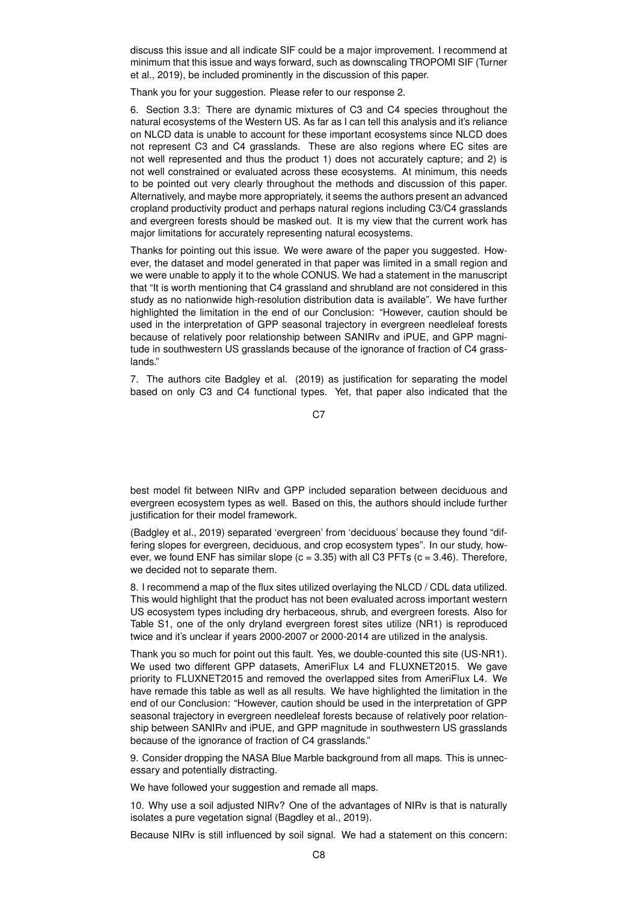discuss this issue and all indicate SIF could be a major improvement. I recommend at minimum that this issue and ways forward, such as downscaling TROPOMI SIF (Turner et al., 2019), be included prominently in the discussion of this paper.

Thank you for your suggestion. Please refer to our response 2.

6. Section 3.3: There are dynamic mixtures of C3 and C4 species throughout the natural ecosystems of the Western US. As far as I can tell this analysis and it's reliance on NLCD data is unable to account for these important ecosystems since NLCD does not represent C3 and C4 grasslands. These are also regions where EC sites are not well represented and thus the product 1) does not accurately capture; and 2) is not well constrained or evaluated across these ecosystems. At minimum, this needs to be pointed out very clearly throughout the methods and discussion of this paper. Alternatively, and maybe more appropriately, it seems the authors present an advanced cropland productivity product and perhaps natural regions including C3/C4 grasslands and evergreen forests should be masked out. It is my view that the current work has major limitations for accurately representing natural ecosystems.

Thanks for pointing out this issue. We were aware of the paper you suggested. However, the dataset and model generated in that paper was limited in a small region and we were unable to apply it to the whole CONUS. We had a statement in the manuscript that "It is worth mentioning that C4 grassland and shrubland are not considered in this study as no nationwide high-resolution distribution data is available". We have further highlighted the limitation in the end of our Conclusion: "However, caution should be used in the interpretation of GPP seasonal trajectory in evergreen needleleaf forests because of relatively poor relationship between SANIRv and iPUE, and GPP magnitude in southwestern US grasslands because of the ignorance of fraction of C4 grasslands."

7. The authors cite Badgley et al. (2019) as justification for separating the model based on only C3 and C4 functional types. Yet, that paper also indicated that the best model fit between NIRv and GPP included separation between deciduous and evergreen ecosystem types as well. Based on this, the authors should include further justification for their model framework.

(Badgley et al., 2019) separated 'evergreen' from 'deciduous' because they found "differing slopes for evergreen, deciduous, and crop ecosystem types". In our study, however, we found ENF has similar slope ($c = 3.35$) with all C3 PFTs ($c = 3.46$). Therefore, we decided not to separate them.

8. I recommend a map of the flux sites utilized overlaying the NLCD / CDL data utilized. This would highlight that the product has not been evaluated across important western US ecosystem types including dry herbaceous, shrub, and evergreen forests. Also for Table S1, one of the only dryland evergreen forest sites utilize (NR1) is reproduced twice and it's unclear if years 2000-2007 or 2000-2014 are utilized in the analysis.

Thank you so much for point out this fault. Yes, we double-counted this site (US-NR1). We used two different GPP datasets, AmeriFlux L4 and FLUXNET2015. We gave priority to FLUXNET2015 and removed the overlapped sites from AmeriFlux L4. We have remade this table as well as all results. We have highlighted the limitation in the end of our Conclusion: "However, caution should be used in the interpretation of GPP seasonal trajectory in evergreen needleleaf forests because of relatively poor relationship between SANIRv and iPUE, and GPP magnitude in southwestern US grasslands because of the ignorance of fraction of C4 grasslands."

9. Consider dropping the NASA Blue Marble background from all maps. This is unnecessary and potentially distracting.

We have followed your suggestion and remade all maps.

10. Why use a soil adjusted NIRv? One of the advantages of NIRv is that is naturally isolates a pure vegetation signal (Bagdley et al., 2019).

Because NIRv is still influenced by soil signal. We had a statement on this concern: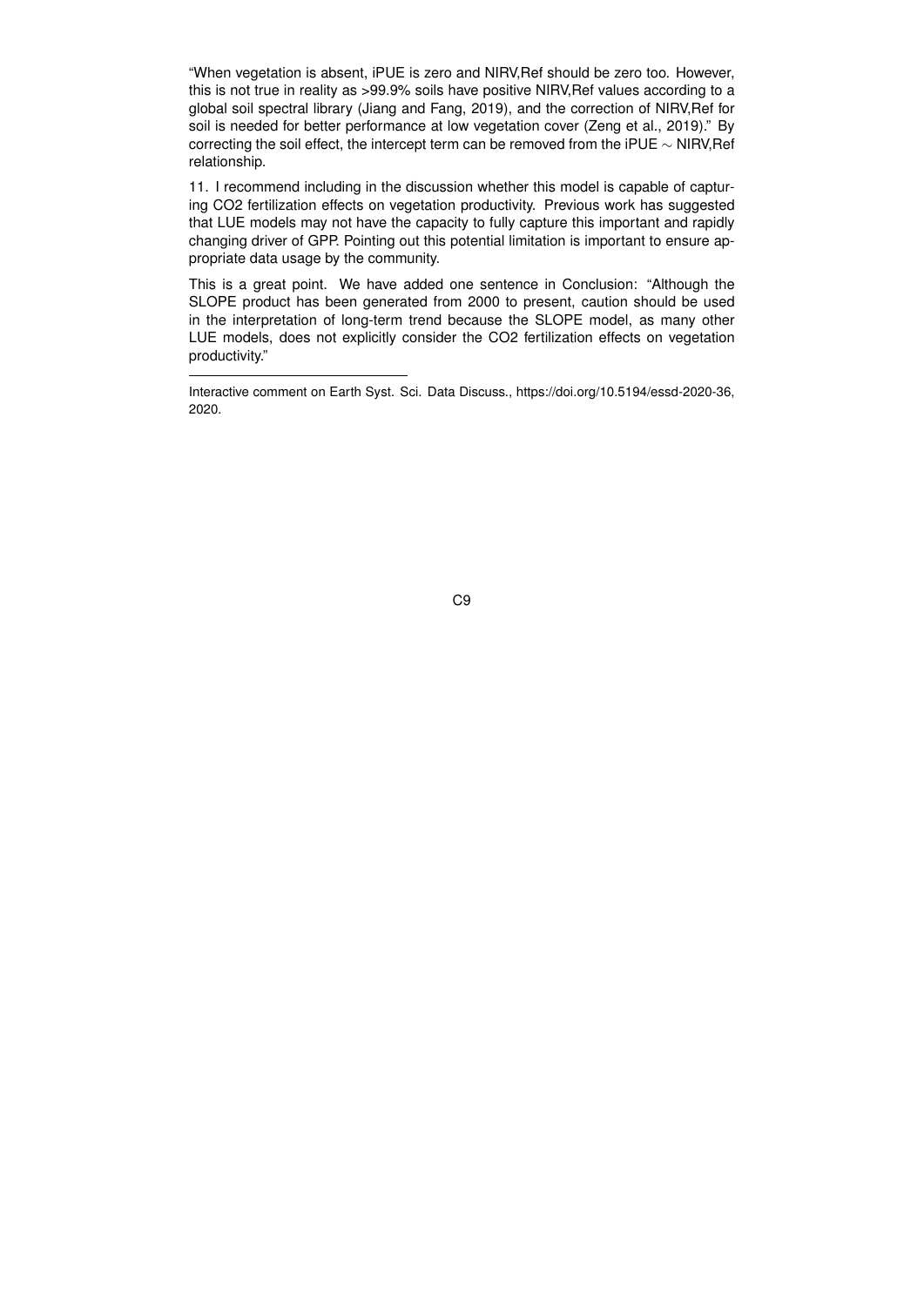"When vegetation is absent, iPUE is zero and $NIRV_{Ref}$ should be zero too. However, this is not true in reality as >99.9% soils have positive $NIRV_{Ref}$ values according to a global soil spectral library (Jiang and Fang, 2019), and the correction of $NIRV_{Ref}$ for soil is needed for better performance at low vegetation cover (Zeng et al., 2019)." By correcting the soil effect, the intercept term can be removed from the iPUE $\sim$ $NIRV_{Ref}$ relationship.

11. I recommend including in the discussion whether this model is capable of capturing $CO_2$ fertilization effects on vegetation productivity. Previous work has suggested that LUE models may not have the capacity to fully capture this important and rapidly changing driver of GPP. Pointing out this potential limitation is important to ensure appropriate data usage by the community.

This is a great point. We have added one sentence in Conclusion: "Although the SLOPE product has been generated from 2000 to present, caution should be used in the interpretation of long-term trend because the SLOPE model, as many other LUE models, does not explicitly consider the $CO_2$ fertilization effects on vegetation productivity."

---

Interactive comment on Earth Syst. Sci. Data Discuss., https://doi.org/10.5194/essd-2020-36, 2020.